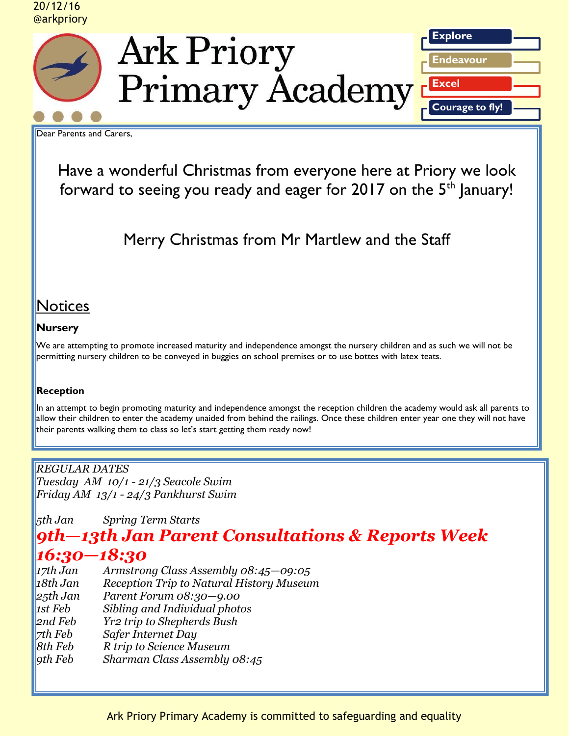20/12/16
@arkpriory

# Ark Priory Primary Academy

**Explore**
**Endeavour**
**Excel**
**Courage to fly!**

Dear Parents and Carers,

Have a wonderful Christmas from everyone here at Priory we look forward to seeing you ready and eager for 2017 on the 5th January!

Merry Christmas from Mr Martlew and the Staff

## Notices

### Nursery

We are attempting to promote increased maturity and independence amongst the nursery children and as such we will not be permitting nursery children to be conveyed in buggies on school premises or to use bottes with latex teats.

### Reception

In an attempt to begin promoting maturity and independence amongst the reception children the academy would ask all parents to allow their children to enter the academy unaided from behind the railings. Once these children enter year one they will not have their parents walking them to class so let's start getting them ready now!

*REGULAR DATES*
*Tuesday AM 10/1 - 21/3 Seacole Swim*
*Friday AM 13/1 - 24/3 Pankhurst Swim*

*5th Jan Spring Term Starts*

***9th—13th Jan Parent Consultations & Reports Week 16:30—18:30***

*17th Jan Armstrong Class Assembly 08:45—09:05*
*18th Jan Reception Trip to Natural History Museum*
*25th Jan Parent Forum 08:30—9.00*
*1st Feb Sibling and Individual photos*
*2nd Feb Yr2 trip to Shepherds Bush*
*7th Feb Safer Internet Day*
*8th Feb R trip to Science Museum*
*9th Feb Sharman Class Assembly 08:45*

Ark Priory Primary Academy is committed to safeguarding and equality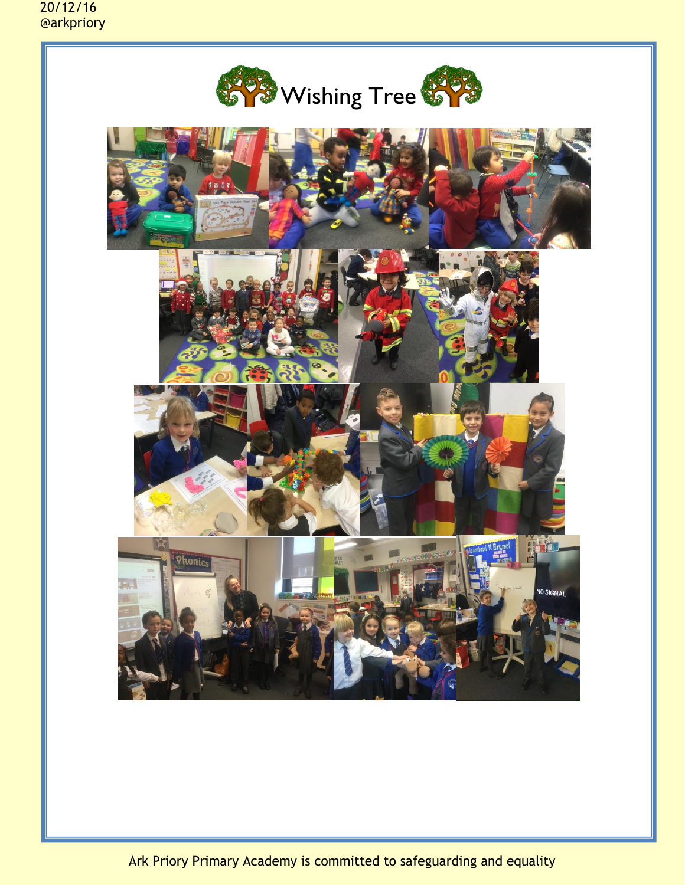# Wishing Tree

Ark Priory Primary Academy is committed to safeguarding and equality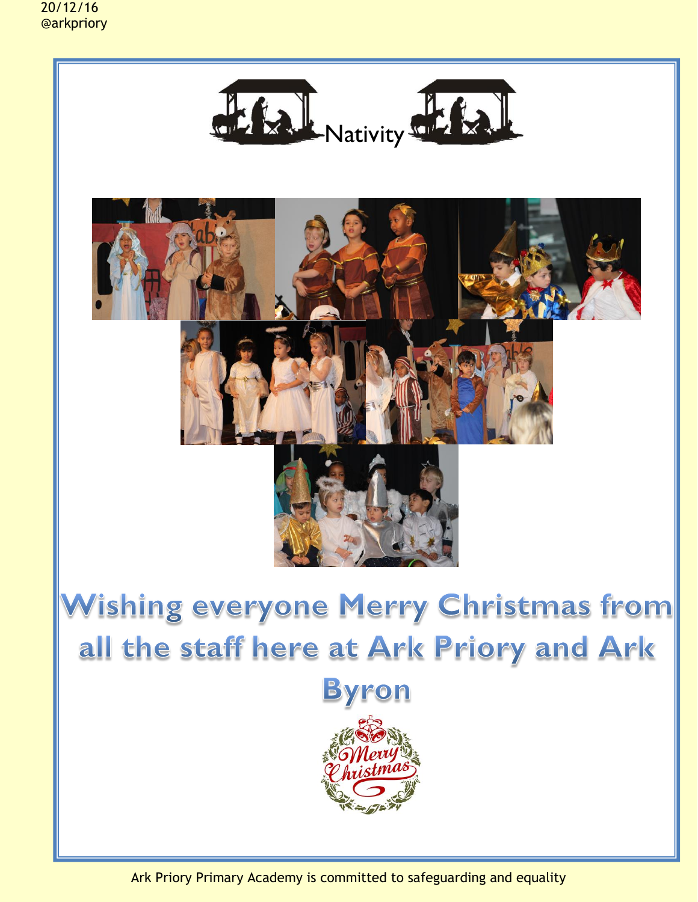# Nativity

## Wishing everyone Merry Christmas from all the staff here at Ark Priory and Ark Byron

Merry Christmas

Ark Priory Primary Academy is committed to safeguarding and equality